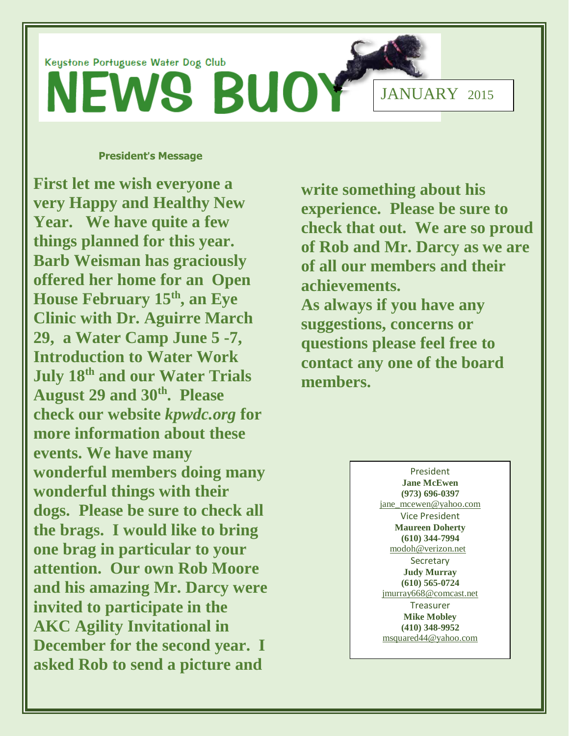Keystone Portuguese Water Dog Club

# NEWS BUOY

JANUARY 2015

## President's Message

**First let me wish everyone a very Happy and Healthy New Year. We have quite a few things planned for this year. Barb Weisman has graciously offered her home for an Open House February 15th, an Eye Clinic with Dr. Aguirre March 29, a Water Camp June 5 -7, Introduction to Water Work July 18th and our Water Trials August 29 and 30th. Please check our website *kpwdc.org* for more information about these events. We have many wonderful members doing many wonderful things with their dogs. Please be sure to check all the brags. I would like to bring one brag in particular to your attention. Our own Rob Moore and his amazing Mr. Darcy were invited to participate in the AKC Agility Invitational in December for the second year. I asked Rob to send a picture and write something about his experience. Please be sure to check that out. We are so proud of Rob and Mr. Darcy as we are of all our members and their achievements.**

**As always if you have any suggestions, concerns or questions please feel free to contact any one of the board members.**

President
**Jane McEwen**
**(973) 696-0397**
jane_mcewen@yahoo.com

Vice President
**Maureen Doherty**
**(610) 344-7994**
modoh@verizon.net

Secretary
**Judy Murray**
**(610) 565-0724**
jmurray668@comcast.net

Treasurer
**Mike Mobley**
**(410) 348-9952**
msquared44@yahoo.com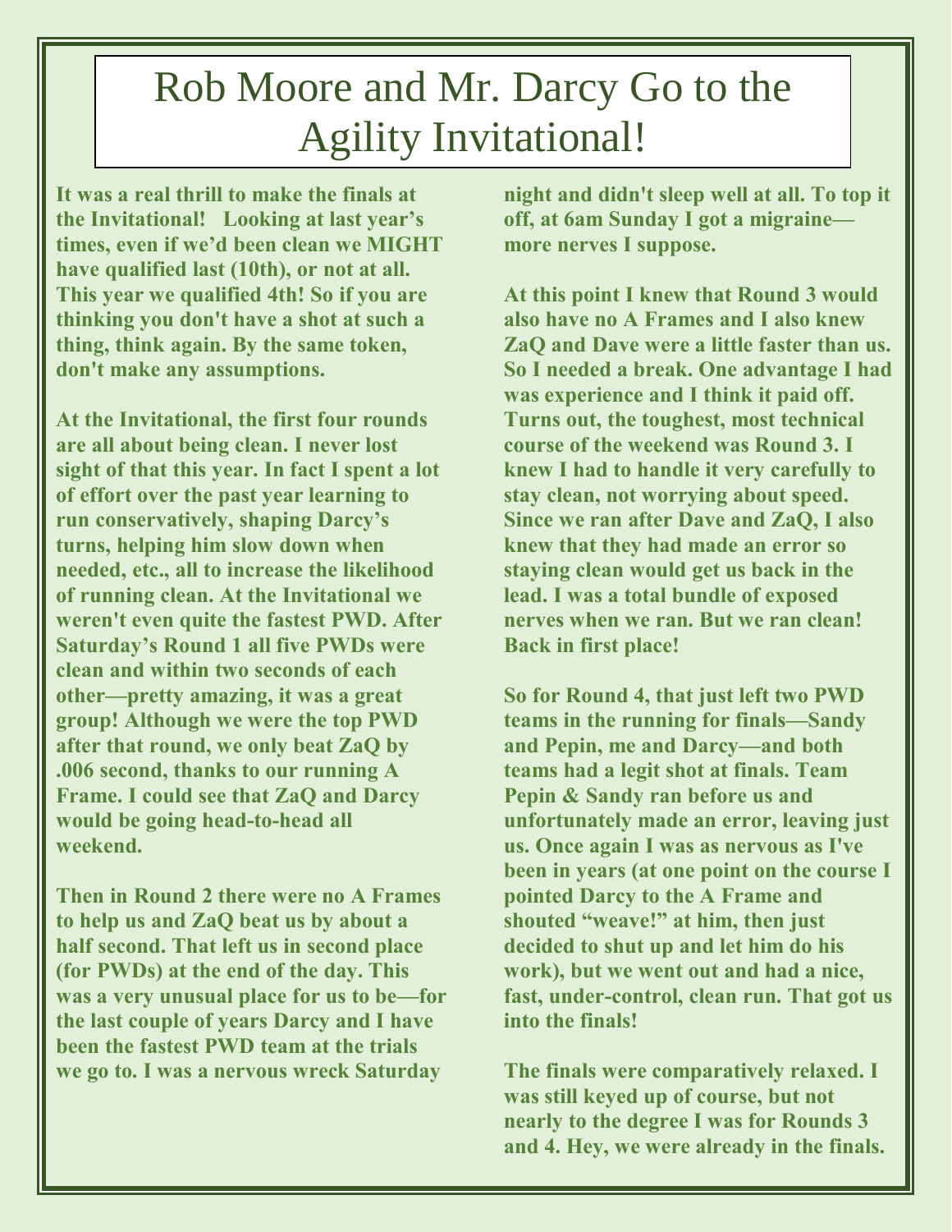# Rob Moore and Mr. Darcy Go to the Agility Invitational!

**It was a real thrill to make the finals at the Invitational! Looking at last year's times, even if we'd been clean we MIGHT have qualified last (10th), or not at all. This year we qualified 4th! So if you are thinking you don't have a shot at such a thing, think again. By the same token, don't make any assumptions.**

**At the Invitational, the first four rounds are all about being clean. I never lost sight of that this year. In fact I spent a lot of effort over the past year learning to run conservatively, shaping Darcy's turns, helping him slow down when needed, etc., all to increase the likelihood of running clean. At the Invitational we weren't even quite the fastest PWD. After Saturday's Round 1 all five PWDs were clean and within two seconds of each other—pretty amazing, it was a great group! Although we were the top PWD after that round, we only beat ZaQ by .006 second, thanks to our running A Frame. I could see that ZaQ and Darcy would be going head-to-head all weekend.**

**Then in Round 2 there were no A Frames to help us and ZaQ beat us by about a half second. That left us in second place (for PWDs) at the end of the day. This was a very unusual place for us to be—for the last couple of years Darcy and I have been the fastest PWD team at the trials we go to. I was a nervous wreck Saturday night and didn't sleep well at all. To top it off, at 6am Sunday I got a migraine—more nerves I suppose.**

**At this point I knew that Round 3 would also have no A Frames and I also knew ZaQ and Dave were a little faster than us. So I needed a break. One advantage I had was experience and I think it paid off. Turns out, the toughest, most technical course of the weekend was Round 3. I knew I had to handle it very carefully to stay clean, not worrying about speed. Since we ran after Dave and ZaQ, I also knew that they had made an error so staying clean would get us back in the lead. I was a total bundle of exposed nerves when we ran. But we ran clean! Back in first place!**

**So for Round 4, that just left two PWD teams in the running for finals—Sandy and Pepin, me and Darcy—and both teams had a legit shot at finals. Team Pepin & Sandy ran before us and unfortunately made an error, leaving just us. Once again I was as nervous as I've been in years (at one point on the course I pointed Darcy to the A Frame and shouted "weave!" at him, then just decided to shut up and let him do his work), but we went out and had a nice, fast, under-control, clean run. That got us into the finals!**

**The finals were comparatively relaxed. I was still keyed up of course, but not nearly to the degree I was for Rounds 3 and 4. Hey, we were already in the finals.**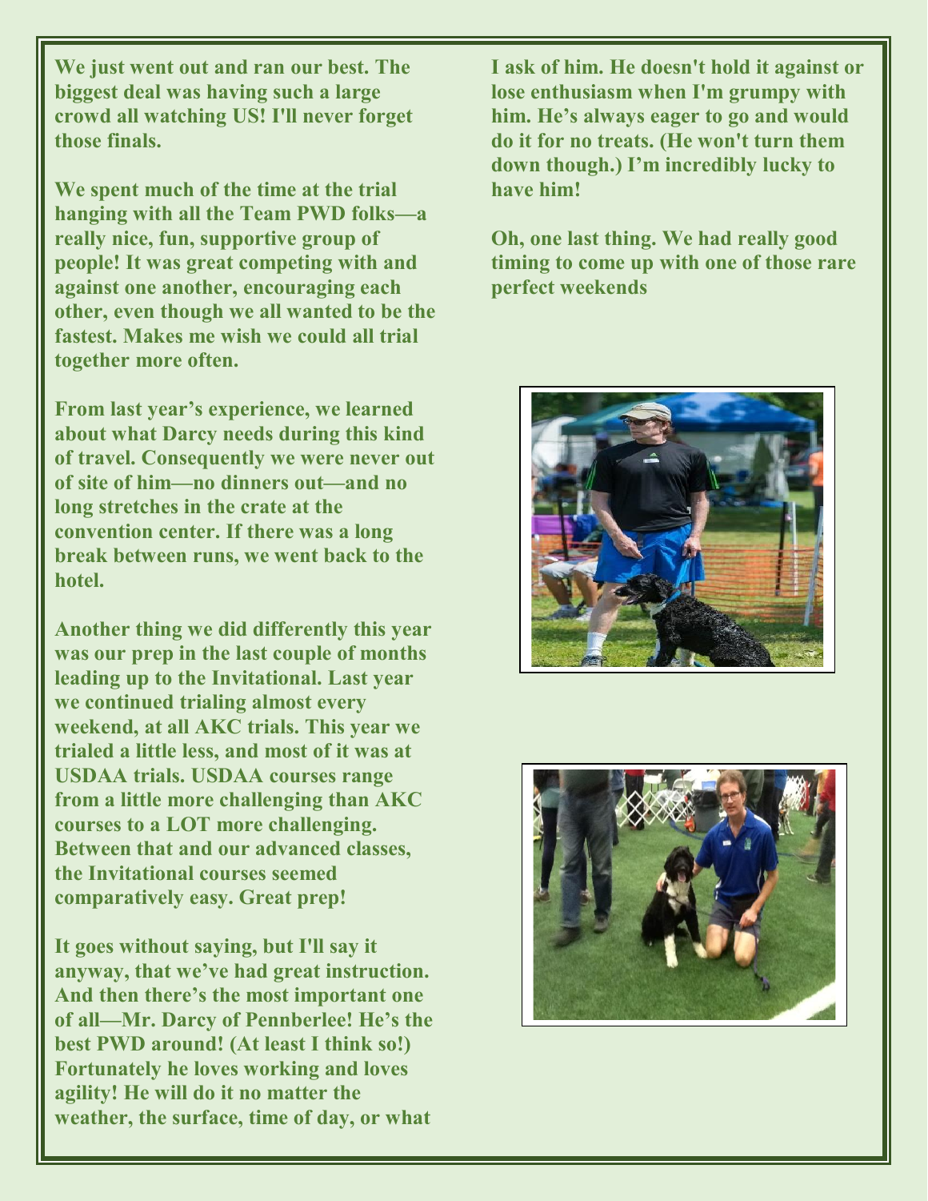**We just went out and ran our best. The biggest deal was having such a large crowd all watching US! I'll never forget those finals.**

**We spent much of the time at the trial hanging with all the Team PWD folks—a really nice, fun, supportive group of people! It was great competing with and against one another, encouraging each other, even though we all wanted to be the fastest. Makes me wish we could all trial together more often.**

**From last year's experience, we learned about what Darcy needs during this kind of travel. Consequently we were never out of site of him—no dinners out—and no long stretches in the crate at the convention center. If there was a long break between runs, we went back to the hotel.**

**Another thing we did differently this year was our prep in the last couple of months leading up to the Invitational. Last year we continued trialing almost every weekend, at all AKC trials. This year we trialed a little less, and most of it was at USDAA trials. USDAA courses range from a little more challenging than AKC courses to a LOT more challenging. Between that and our advanced classes, the Invitational courses seemed comparatively easy. Great prep!**

**It goes without saying, but I'll say it anyway, that we've had great instruction. And then there's the most important one of all—Mr. Darcy of Pennberlee! He's the best PWD around! (At least I think so!) Fortunately he loves working and loves agility! He will do it no matter the weather, the surface, time of day, or what I ask of him. He doesn't hold it against or lose enthusiasm when I'm grumpy with him. He's always eager to go and would do it for no treats. (He won't turn them down though.) I'm incredibly lucky to have him!**

**Oh, one last thing. We had really good timing to come up with one of those rare perfect weekends**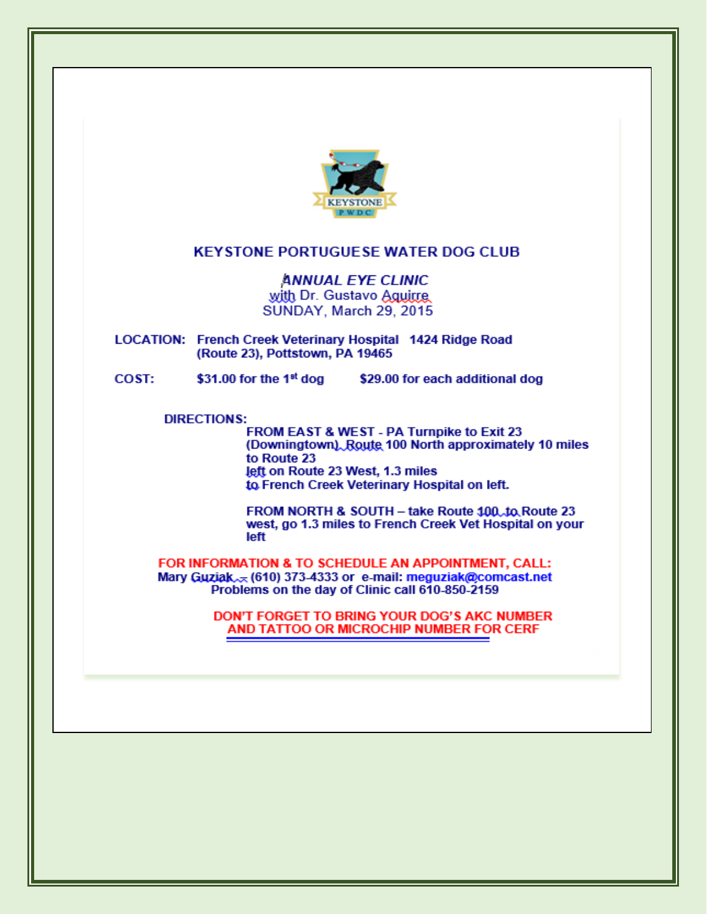# KEYSTONE PORTUGUESE WATER DOG CLUB

## *ANNUAL EYE CLINIC*

with Dr. Gustavo Aguirre
SUNDAY, March 29, 2015

**LOCATION:** **French Creek Veterinary Hospital 1424 Ridge Road (Route 23), Pottstown, PA 19465**

**COST:** **$31.00 for the 1st dog** **$29.00 for each additional dog**

**DIRECTIONS:**

**FROM EAST & WEST - PA Turnpike to Exit 23 (Downingtown), Route 100 North approximately 10 miles to Route 23**
**left on Route 23 West, 1.3 miles**
**to French Creek Veterinary Hospital on left.**

**FROM NORTH & SOUTH – take Route 100 to Route 23 west, go 1.3 miles to French Creek Vet Hospital on your left**

**FOR INFORMATION & TO SCHEDULE AN APPOINTMENT, CALL:**
**Mary Guziak – (610) 373-4333 or e-mail: meguziak@comcast.net**
**Problems on the day of Clinic call 610-850-2159**

**DON'T FORGET TO BRING YOUR DOG'S AKC NUMBER AND TATTOO OR MICROCHIP NUMBER FOR CERF**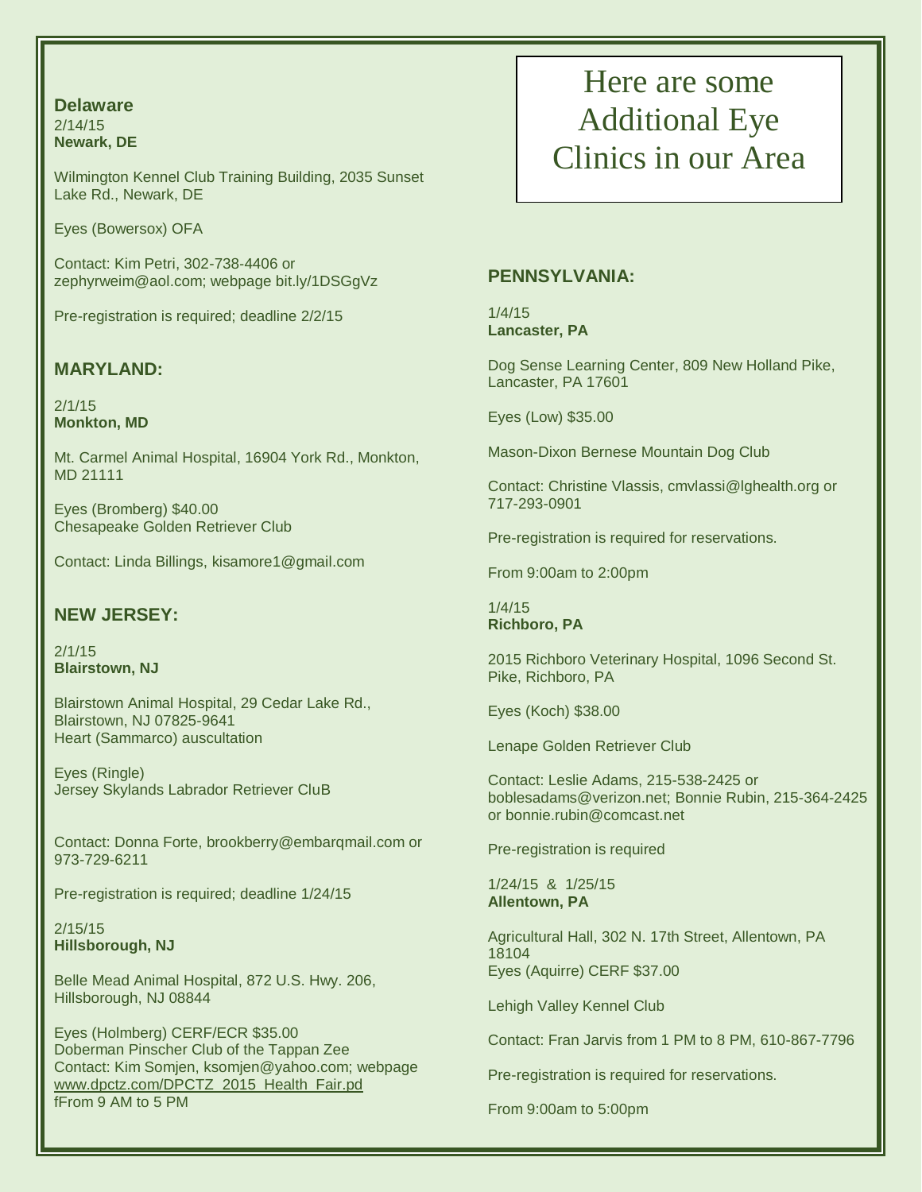# Here are some Additional Eye Clinics in our Area

## Delaware

2/14/15
**Newark, DE**

Wilmington Kennel Club Training Building, 2035 Sunset Lake Rd., Newark, DE

Eyes (Bowersox) OFA

Contact: Kim Petri, 302-738-4406 or zephyrweim@aol.com; webpage bit.ly/1DSGgVz

Pre-registration is required; deadline 2/2/15

## MARYLAND:

2/1/15
**Monkton, MD**

Mt. Carmel Animal Hospital, 16904 York Rd., Monkton, MD 21111

Eyes (Bromberg) $40.00
Chesapeake Golden Retriever Club

Contact: Linda Billings, kisamore1@gmail.com

## NEW JERSEY:

2/1/15
**Blairstown, NJ**

Blairstown Animal Hospital, 29 Cedar Lake Rd., Blairstown, NJ 07825-9641
Heart (Sammarco) auscultation

Eyes (Ringle)
Jersey Skylands Labrador Retriever CluB

Contact: Donna Forte, brookberry@embarqmail.com or 973-729-6211

Pre-registration is required; deadline 1/24/15

2/15/15
**Hillsborough, NJ**

Belle Mead Animal Hospital, 872 U.S. Hwy. 206, Hillsborough, NJ 08844

Eyes (Holmberg) CERF/ECR $35.00
Doberman Pinscher Club of the Tappan Zee
Contact: Kim Somjen, ksomjen@yahoo.com; webpage www.dpctz.com/DPCTZ_2015_Health_Fair.pd
fFrom 9 AM to 5 PM

## PENNSYLVANIA:

1/4/15
**Lancaster, PA**

Dog Sense Learning Center, 809 New Holland Pike, Lancaster, PA 17601

Eyes (Low) $35.00

Mason-Dixon Bernese Mountain Dog Club

Contact: Christine Vlassis, cmvlassi@lghealth.org or 717-293-0901

Pre-registration is required for reservations.

From 9:00am to 2:00pm

1/4/15
**Richboro, PA**

2015 Richboro Veterinary Hospital, 1096 Second St. Pike, Richboro, PA

Eyes (Koch) $38.00

Lenape Golden Retriever Club

Contact: Leslie Adams, 215-538-2425 or boblesadams@verizon.net; Bonnie Rubin, 215-364-2425 or bonnie.rubin@comcast.net

Pre-registration is required

1/24/15 & 1/25/15
**Allentown, PA**

Agricultural Hall, 302 N. 17th Street, Allentown, PA 18104
Eyes (Aquirre) CERF $37.00

Lehigh Valley Kennel Club

Contact: Fran Jarvis from 1 PM to 8 PM, 610-867-7796

Pre-registration is required for reservations.

From 9:00am to 5:00pm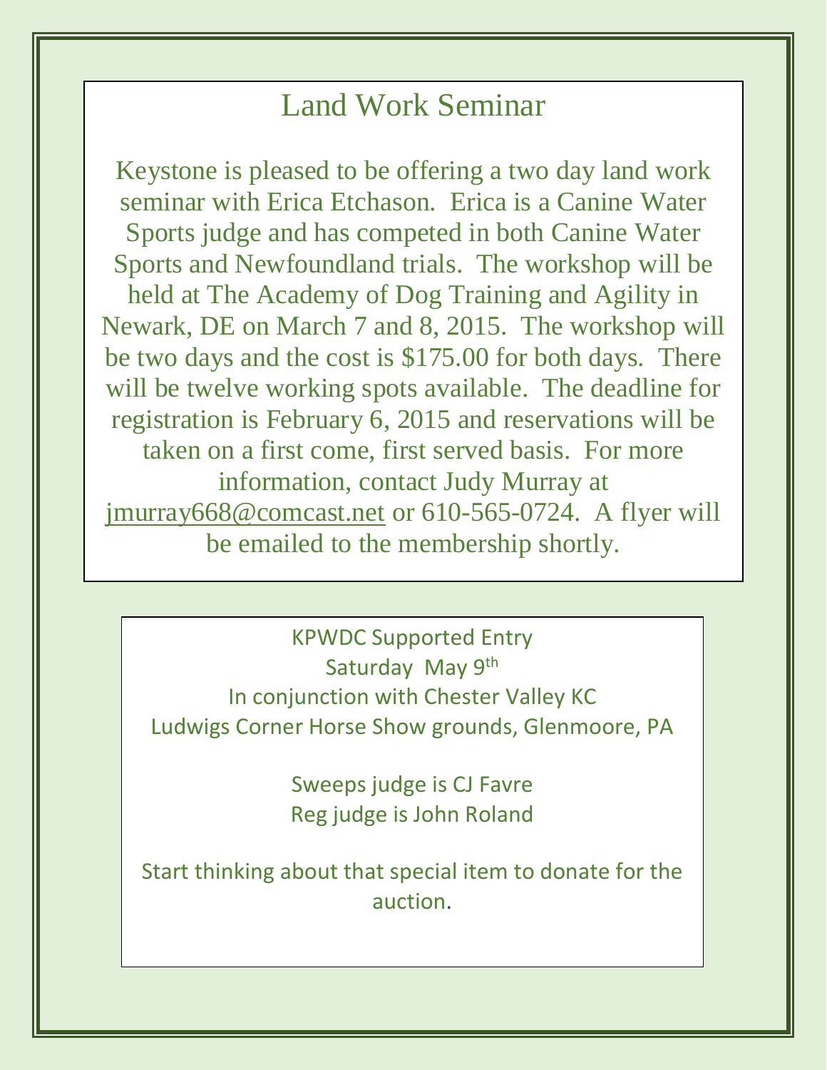## Land Work Seminar

Keystone is pleased to be offering a two day land work seminar with Erica Etchason. Erica is a Canine Water Sports judge and has competed in both Canine Water Sports and Newfoundland trials. The workshop will be held at The Academy of Dog Training and Agility in Newark, DE on March 7 and 8, 2015. The workshop will be two days and the cost is $175.00 for both days. There will be twelve working spots available. The deadline for registration is February 6, 2015 and reservations will be taken on a first come, first served basis. For more information, contact Judy Murray at jmurray668@comcast.net or 610-565-0724. A flyer will be emailed to the membership shortly.

KPWDC Supported Entry
Saturday May 9th
In conjunction with Chester Valley KC
Ludwigs Corner Horse Show grounds, Glenmoore, PA

Sweeps judge is CJ Favre
Reg judge is John Roland

Start thinking about that special item to donate for the auction.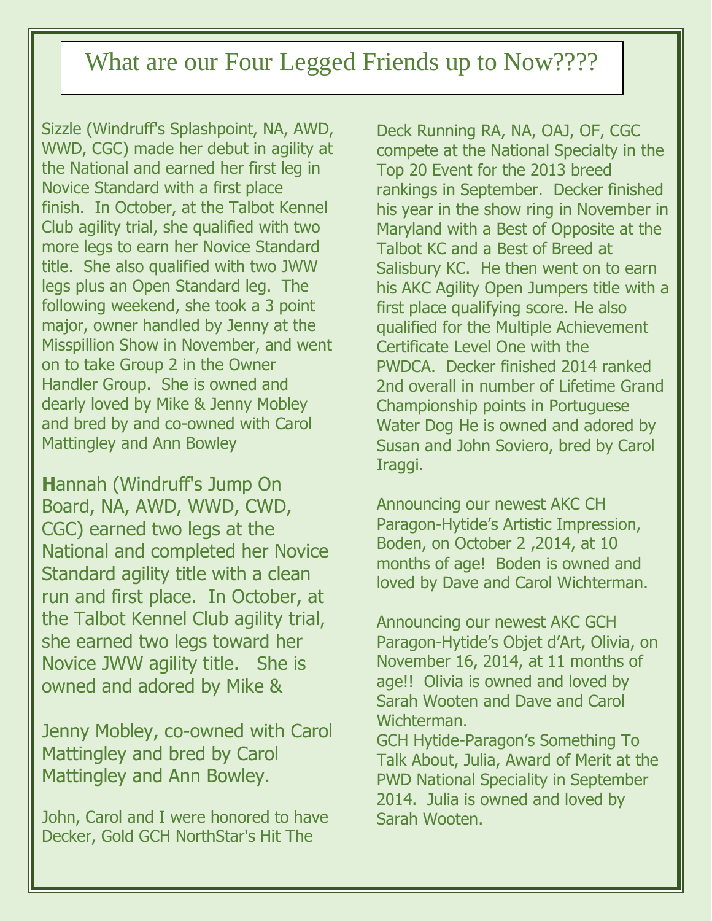// What are our Four Legged Friends up to Now????

Sizzle (Windruff's Splashpoint, NA, AWD, WWD, CGC) made her debut in agility at the National and earned her first leg in Novice Standard with a first place finish. In October, at the Talbot Kennel Club agility trial, she qualified with two more legs to earn her Novice Standard title. She also qualified with two JWW legs plus an Open Standard leg. The following weekend, she took a 3 point major, owner handled by Jenny at the Misspillion Show in November, and went on to take Group 2 in the Owner Handler Group. She is owned and dearly loved by Mike & Jenny Mobley and bred by and co-owned with Carol Mattingley and Ann Bowley

**H**annah (Windruff's Jump On Board, NA, AWD, WWD, CWD, CGC) earned two legs at the National and completed her Novice Standard agility title with a clean run and first place. In October, at the Talbot Kennel Club agility trial, she earned two legs toward her Novice JWW agility title. She is owned and adored by Mike & Jenny Mobley, co-owned with Carol Mattingley and bred by Carol Mattingley and Ann Bowley.

John, Carol and I were honored to have Decker, Gold GCH NorthStar's Hit The Deck Running RA, NA, OAJ, OF, CGC compete at the National Specialty in the Top 20 Event for the 2013 breed rankings in September. Decker finished his year in the show ring in November in Maryland with a Best of Opposite at the Talbot KC and a Best of Breed at Salisbury KC. He then went on to earn his AKC Agility Open Jumpers title with a first place qualifying score. He also qualified for the Multiple Achievement Certificate Level One with the PWDCA. Decker finished 2014 ranked 2nd overall in number of Lifetime Grand Championship points in Portuguese Water Dog He is owned and adored by Susan and John Soviero, bred by Carol Iraggi.

Announcing our newest AKC CH Paragon-Hytide's Artistic Impression, Boden, on October 2 ,2014, at 10 months of age! Boden is owned and loved by Dave and Carol Wichterman.

Announcing our newest AKC GCH Paragon-Hytide's Objet d'Art, Olivia, on November 16, 2014, at 11 months of age!! Olivia is owned and loved by Sarah Wooten and Dave and Carol Wichterman.

GCH Hytide-Paragon's Something To Talk About, Julia, Award of Merit at the PWD National Speciality in September 2014. Julia is owned and loved by Sarah Wooten.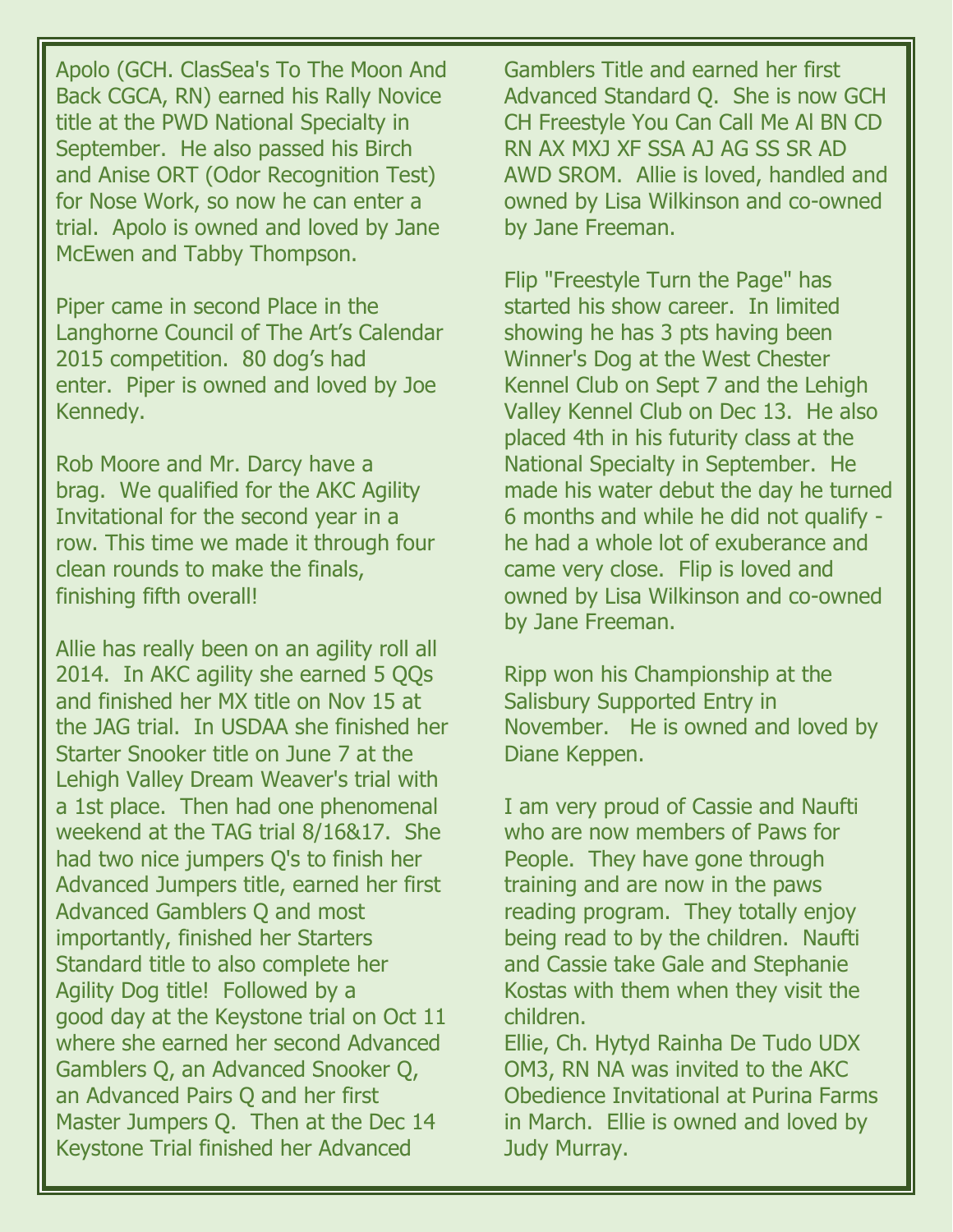Apolo (GCH. ClasSea's To The Moon And Back CGCA, RN) earned his Rally Novice title at the PWD National Specialty in September. He also passed his Birch and Anise ORT (Odor Recognition Test) for Nose Work, so now he can enter a trial. Apolo is owned and loved by Jane McEwen and Tabby Thompson.

Piper came in second Place in the Langhorne Council of The Art's Calendar 2015 competition. 80 dog's had enter. Piper is owned and loved by Joe Kennedy.

Rob Moore and Mr. Darcy have a brag. We qualified for the AKC Agility Invitational for the second year in a row. This time we made it through four clean rounds to make the finals, finishing fifth overall!

Allie has really been on an agility roll all 2014. In AKC agility she earned 5 QQs and finished her MX title on Nov 15 at the JAG trial. In USDAA she finished her Starter Snooker title on June 7 at the Lehigh Valley Dream Weaver's trial with a 1st place. Then had one phenomenal weekend at the TAG trial 8/16&17. She had two nice jumpers Q's to finish her Advanced Jumpers title, earned her first Advanced Gamblers Q and most importantly, finished her Starters Standard title to also complete her Agility Dog title! Followed by a good day at the Keystone trial on Oct 11 where she earned her second Advanced Gamblers Q, an Advanced Snooker Q, an Advanced Pairs Q and her first Master Jumpers Q. Then at the Dec 14 Keystone Trial finished her Advanced Gamblers Title and earned her first Advanced Standard Q. She is now GCH CH Freestyle You Can Call Me Al BN CD RN AX MXJ XF SSA AJ AG SS SR AD AWD SROM. Allie is loved, handled and owned by Lisa Wilkinson and co-owned by Jane Freeman.

Flip "Freestyle Turn the Page" has started his show career. In limited showing he has 3 pts having been Winner's Dog at the West Chester Kennel Club on Sept 7 and the Lehigh Valley Kennel Club on Dec 13. He also placed 4th in his futurity class at the National Specialty in September. He made his water debut the day he turned 6 months and while he did not qualify - he had a whole lot of exuberance and came very close. Flip is loved and owned by Lisa Wilkinson and co-owned by Jane Freeman.

Ripp won his Championship at the Salisbury Supported Entry in November. He is owned and loved by Diane Keppen.

I am very proud of Cassie and Naufti who are now members of Paws for People. They have gone through training and are now in the paws reading program. They totally enjoy being read to by the children. Naufti and Cassie take Gale and Stephanie Kostas with them when they visit the children.

Ellie, Ch. Hytyd Rainha De Tudo UDX OM3, RN NA was invited to the AKC Obedience Invitational at Purina Farms in March. Ellie is owned and loved by Judy Murray.